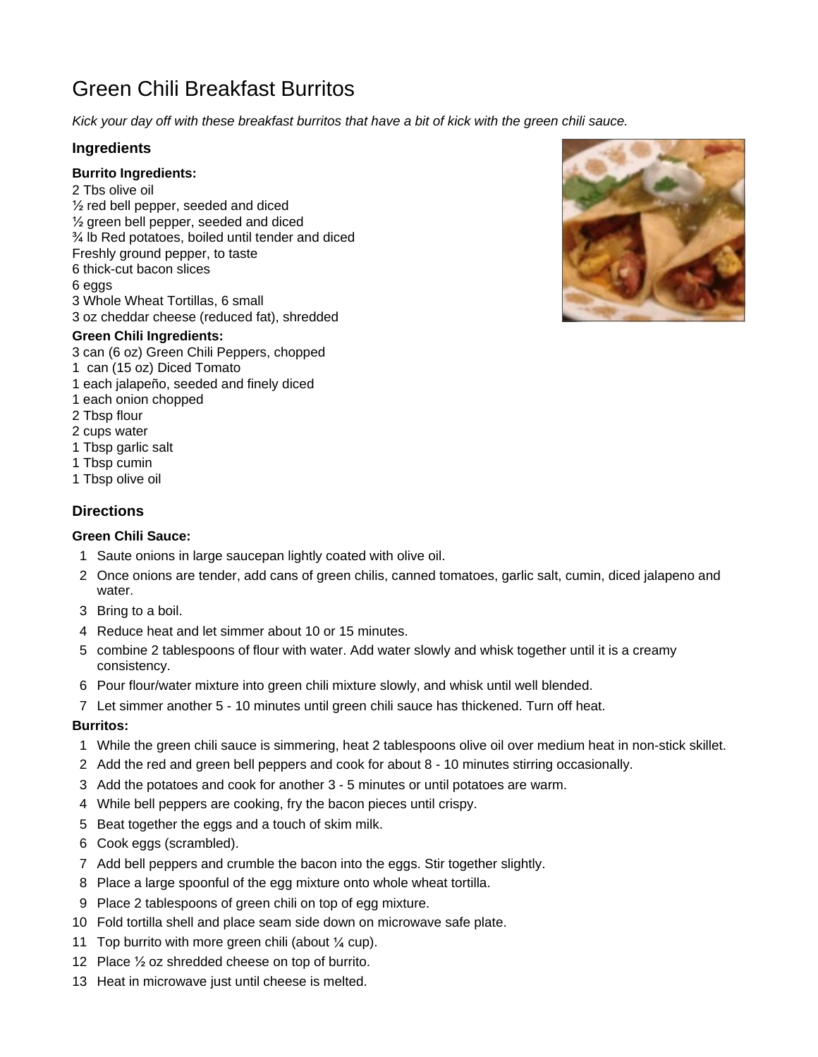# Green Chili Breakfast Burritos

*Kick your day off with these breakfast burritos that have a bit of kick with the green chili sauce.*

## Ingredients

**Burrito Ingredients:**

2 Tbs olive oil
½ red bell pepper, seeded and diced
½ green bell pepper, seeded and diced
¾ lb Red potatoes, boiled until tender and diced
Freshly ground pepper, to taste
6 thick-cut bacon slices
6 eggs
3 Whole Wheat Tortillas, 6 small
3 oz cheddar cheese (reduced fat), shredded

**Green Chili Ingredients:**

3 can (6 oz) Green Chili Peppers, chopped
1 can (15 oz) Diced Tomato
1 each jalapeño, seeded and finely diced
1 each onion chopped
2 Tbsp flour
2 cups water
1 Tbsp garlic salt
1 Tbsp cumin
1 Tbsp olive oil

## Directions

**Green Chili Sauce:**

1. Saute onions in large saucepan lightly coated with olive oil.
2. Once onions are tender, add cans of green chilis, canned tomatoes, garlic salt, cumin, diced jalapeno and water.
3. Bring to a boil.
4. Reduce heat and let simmer about 10 or 15 minutes.
5. combine 2 tablespoons of flour with water. Add water slowly and whisk together until it is a creamy consistency.
6. Pour flour/water mixture into green chili mixture slowly, and whisk until well blended.
7. Let simmer another 5 - 10 minutes until green chili sauce has thickened. Turn off heat.

**Burritos:**

1. While the green chili sauce is simmering, heat 2 tablespoons olive oil over medium heat in non-stick skillet.
2. Add the red and green bell peppers and cook for about 8 - 10 minutes stirring occasionally.
3. Add the potatoes and cook for another 3 - 5 minutes or until potatoes are warm.
4. While bell peppers are cooking, fry the bacon pieces until crispy.
5. Beat together the eggs and a touch of skim milk.
6. Cook eggs (scrambled).
7. Add bell peppers and crumble the bacon into the eggs. Stir together slightly.
8. Place a large spoonful of the egg mixture onto whole wheat tortilla.
9. Place 2 tablespoons of green chili on top of egg mixture.
10. Fold tortilla shell and place seam side down on microwave safe plate.
11. Top burrito with more green chili (about ¼ cup).
12. Place ½ oz shredded cheese on top of burrito.
13. Heat in microwave just until cheese is melted.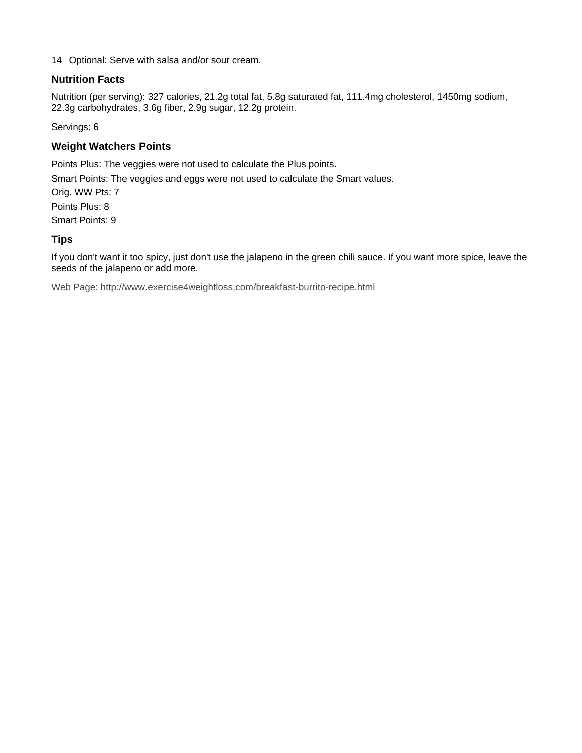14 Optional: Serve with salsa and/or sour cream.

### Nutrition Facts

Nutrition (per serving): 327 calories, 21.2g total fat, 5.8g saturated fat, 111.4mg cholesterol, 1450mg sodium, 22.3g carbohydrates, 3.6g fiber, 2.9g sugar, 12.2g protein.

Servings: 6

### Weight Watchers Points

Points Plus: The veggies were not used to calculate the Plus points.

Smart Points: The veggies and eggs were not used to calculate the Smart values.

Orig. WW Pts: 7

Points Plus: 8

Smart Points: 9

### Tips

If you don't want it too spicy, just don't use the jalapeno in the green chili sauce. If you want more spice, leave the seeds of the jalapeno or add more.

Web Page: http://www.exercise4weightloss.com/breakfast-burrito-recipe.html